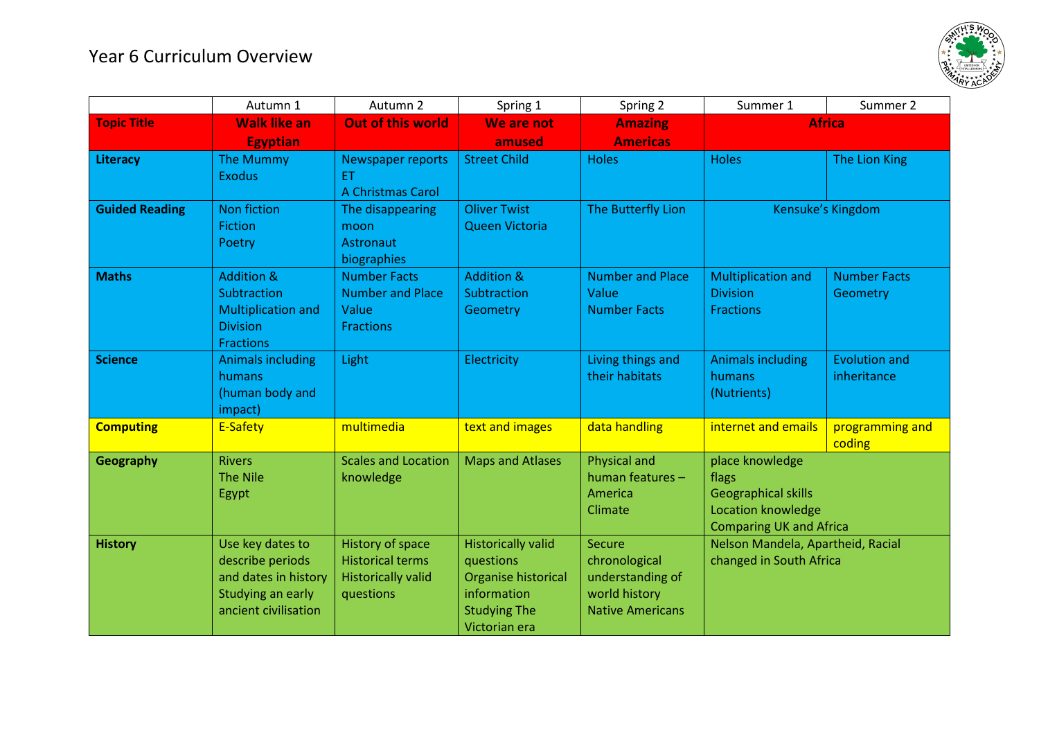# Year 6 Curriculum Overview

| | Autumn 1 | Autumn 2 | Spring 1 | Spring 2 | Summer 1 | Summer 2 |
|---|---|---|---|---|---|---|
| **Topic Title** | **Walk like an Egyptian** | **Out of this world** | **We are not amused** | **Amazing Americas** | **Africa** | |
| **Literacy** | The Mummy<br>Exodus | Newspaper reports<br>ET<br>A Christmas Carol | Street Child | Holes | Holes | The Lion King |
| **Guided Reading** | Non fiction<br>Fiction<br>Poetry | The disappearing moon<br>Astronaut biographies | Oliver Twist<br>Queen Victoria | The Butterfly Lion | Kensuke's Kingdom | |
| **Maths** | Addition & Subtraction<br>Multiplication and Division<br>Fractions | Number Facts<br>Number and Place Value<br>Fractions | Addition & Subtraction<br>Geometry | Number and Place Value<br>Number Facts | Multiplication and Division<br>Fractions | Number Facts<br>Geometry |
| **Science** | Animals including humans<br>(human body and impact) | Light | Electricity | Living things and their habitats | Animals including humans<br>(Nutrients) | Evolution and inheritance |
| **Computing** | E-Safety | multimedia | text and images | data handling | internet and emails | programming and coding |
| **Geography** | Rivers<br>The Nile<br>Egypt | Scales and Location knowledge | Maps and Atlases | Physical and human features – America<br>Climate | place knowledge<br>flags<br>Geographical skills<br>Location knowledge<br>Comparing UK and Africa | |
| **History** | Use key dates to describe periods and dates in history<br>Studying an early ancient civilisation | History of space<br>Historical terms<br>Historically valid questions | Historically valid questions<br>Organise historical information<br>Studying The Victorian era | Secure chronological understanding of world history<br>Native Americans | Nelson Mandela, Apartheid, Racial changed in South Africa | |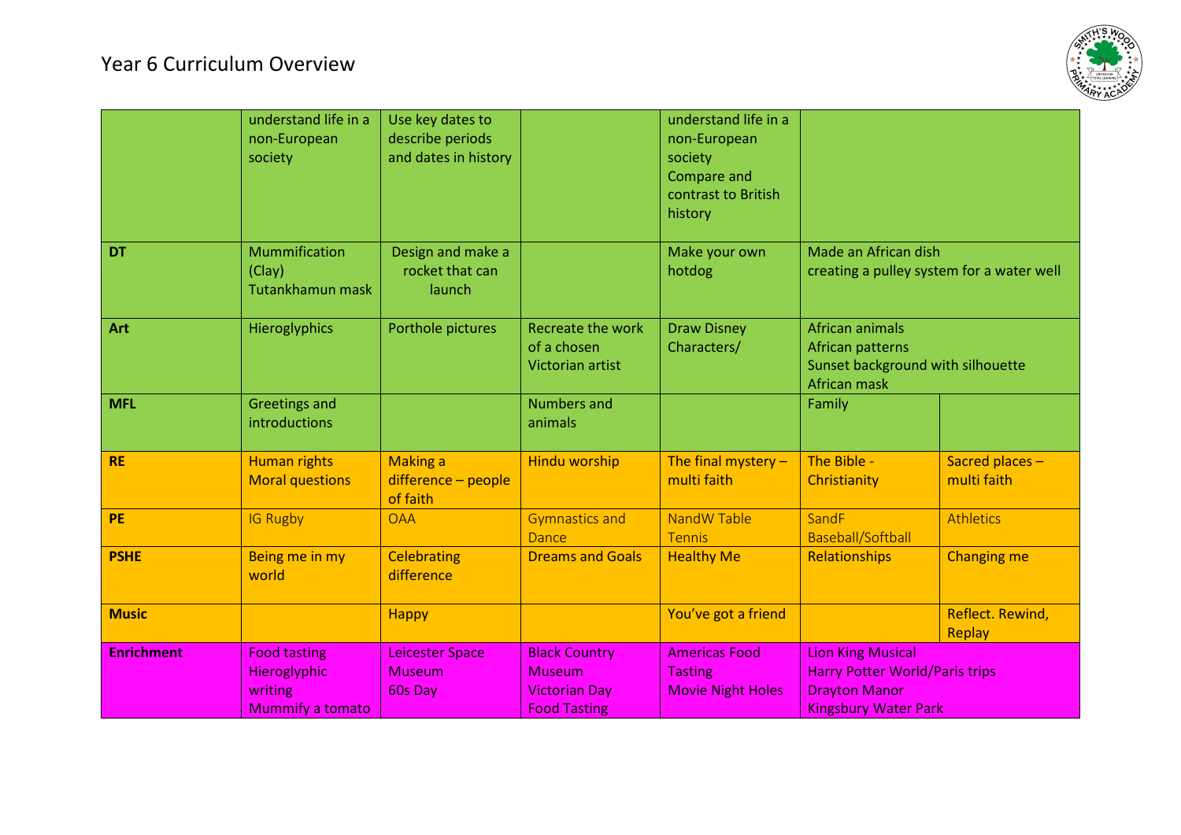# Year 6 Curriculum Overview

| | | | | | | |
|---|---|---|---|---|---|---|
| | understand life in a non-European society | Use key dates to describe periods and dates in history | | understand life in a non-European society<br>Compare and contrast to British history | | |
| **DT** | Mummification (Clay)<br>Tutankhamun mask | Design and make a rocket that can launch | | Make your own hotdog | Made an African dish<br>creating a pulley system for a water well | |
| **Art** | Hieroglyphics | Porthole pictures | Recreate the work of a chosen Victorian artist | Draw Disney Characters/ | African animals<br>African patterns<br>Sunset background with silhouette<br>African mask | |
| **MFL** | Greetings and introductions | | Numbers and animals | | Family | |
| **RE** | Human rights<br>Moral questions | Making a difference – people of faith | Hindu worship | The final mystery – multi faith | The Bible - Christianity | Sacred places – multi faith |
| **PE** | IG Rugby | OAA | Gymnastics and Dance | NandW Table Tennis | SandF Baseball/Softball | Athletics |
| **PSHE** | Being me in my world | Celebrating difference | Dreams and Goals | Healthy Me | Relationships | Changing me |
| **Music** | | Happy | | You've got a friend | | Reflect. Rewind, Replay |
| **Enrichment** | Food tasting<br>Hieroglyphic writing<br>Mummify a tomato | Leicester Space Museum<br>60s Day | Black Country Museum<br>Victorian Day<br>Food Tasting | Americas Food Tasting<br>Movie Night Holes | Lion King Musical<br>Harry Potter World/Paris trips<br>Drayton Manor<br>Kingsbury Water Park | |